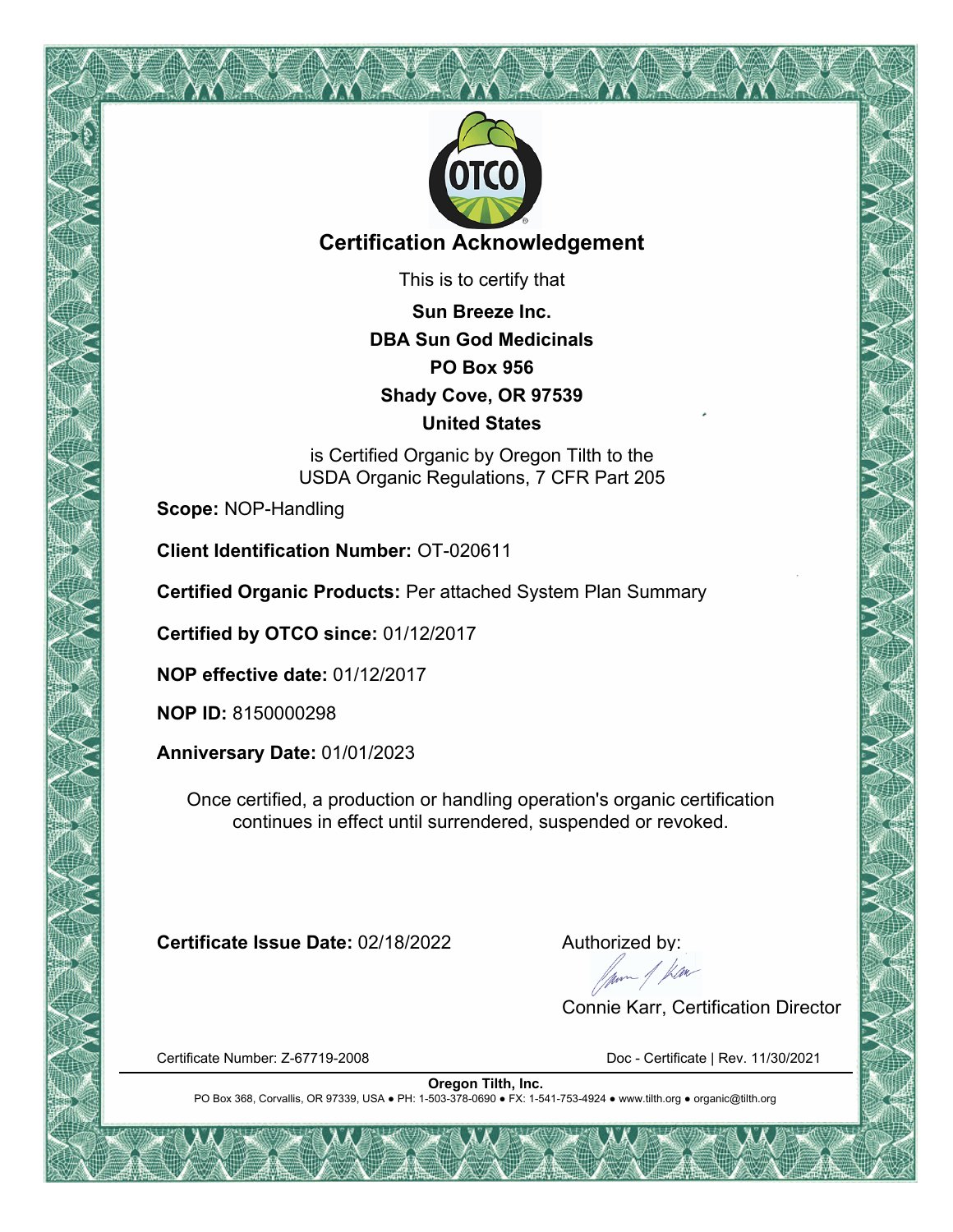# Certification Acknowledgement

This is to certify that

**Sun Breeze Inc.**
**DBA Sun God Medicinals**
**PO Box 956**
**Shady Cove, OR 97539**
**United States**

is Certified Organic by Oregon Tilth to the
USDA Organic Regulations, 7 CFR Part 205

**Scope:** NOP-Handling

**Client Identification Number:** OT-020611

**Certified Organic Products:** Per attached System Plan Summary

**Certified by OTCO since:** 01/12/2017

**NOP effective date:** 01/12/2017

**NOP ID:** 8150000298

**Anniversary Date:** 01/01/2023

Once certified, a production or handling operation's organic certification continues in effect until surrendered, suspended or revoked.

**Certificate Issue Date:** 02/18/2022

Authorized by:

Connie Karr, Certification Director

Certificate Number: Z-67719-2008

Doc - Certificate | Rev. 11/30/2021

**Oregon Tilth, Inc.**
PO Box 368, Corvallis, OR 97339, USA ● PH: 1-503-378-0690 ● FX: 1-541-753-4924 ● www.tilth.org ● organic@tilth.org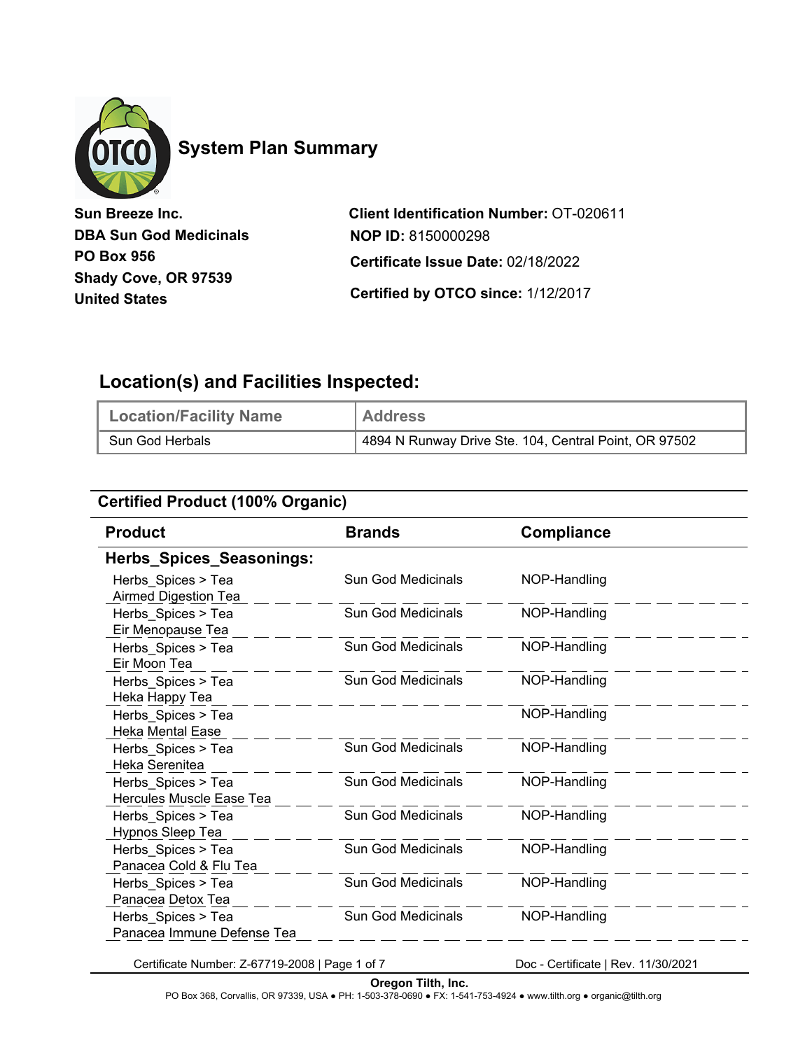# System Plan Summary

**Sun Breeze Inc.**
**DBA Sun God Medicinals**
**PO Box 956**
**Shady Cove, OR 97539**
**United States**

**Client Identification Number:** OT-020611
**NOP ID:** 8150000298
**Certificate Issue Date:** 02/18/2022
**Certified by OTCO since:** 1/12/2017

## Location(s) and Facilities Inspected:

| Location/Facility Name | Address |
| --- | --- |
| Sun God Herbals | 4894 N Runway Drive Ste. 104, Central Point, OR 97502 |

## Certified Product (100% Organic)

| Product | Brands | Compliance |
| --- | --- | --- |
| **Herbs_Spices_Seasonings:** | | |
| Herbs_Spices > Tea<br>Airmed Digestion Tea | Sun God Medicinals | NOP-Handling |
| Herbs_Spices > Tea<br>Eir Menopause Tea | Sun God Medicinals | NOP-Handling |
| Herbs_Spices > Tea<br>Eir Moon Tea | Sun God Medicinals | NOP-Handling |
| Herbs_Spices > Tea<br>Heka Happy Tea | Sun God Medicinals | NOP-Handling |
| Herbs_Spices > Tea<br>Heka Mental Ease | | NOP-Handling |
| Herbs_Spices > Tea<br>Heka Serenitea | Sun God Medicinals | NOP-Handling |
| Herbs_Spices > Tea<br>Hercules Muscle Ease Tea | Sun God Medicinals | NOP-Handling |
| Herbs_Spices > Tea<br>Hypnos Sleep Tea | Sun God Medicinals | NOP-Handling |
| Herbs_Spices > Tea<br>Panacea Cold & Flu Tea | Sun God Medicinals | NOP-Handling |
| Herbs_Spices > Tea<br>Panacea Detox Tea | Sun God Medicinals | NOP-Handling |
| Herbs_Spices > Tea<br>Panacea Immune Defense Tea | Sun God Medicinals | NOP-Handling |

Certificate Number: Z-67719-2008 | Doc - Certificate | Rev. 11/30/2021

**Oregon Tilth, Inc.**
PO Box 368, Corvallis, OR 97339, USA ● PH: 1-503-378-0690 ● FX: 1-541-753-4924 ● www.tilth.org ● organic@tilth.org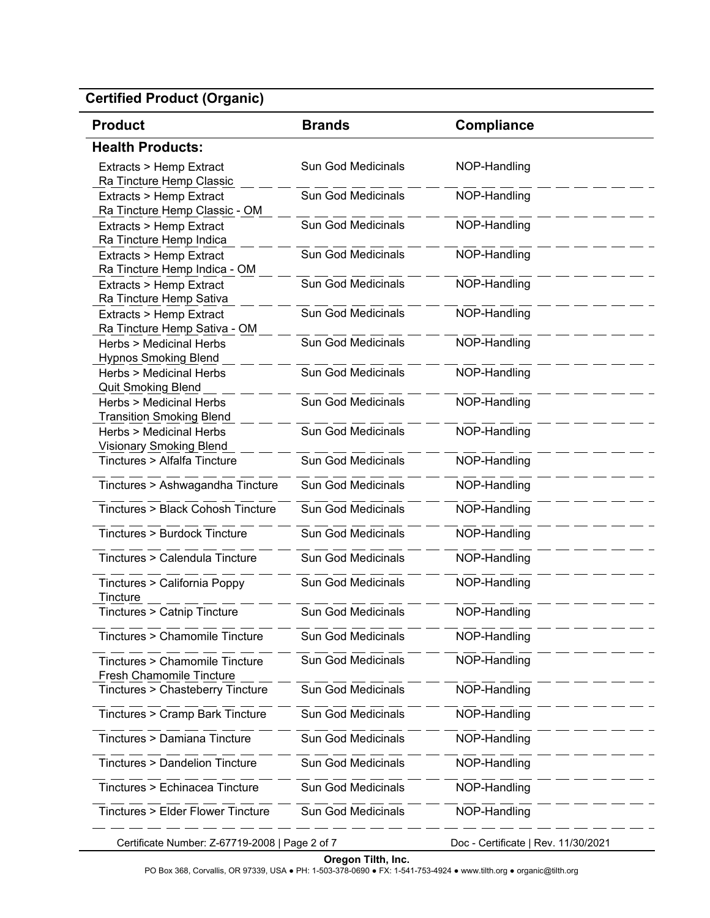## Certified Product (Organic)

| Product | Brands | Compliance |
| --- | --- | --- |
| **Health Products:** | | |
| Extracts > Hemp Extract Ra Tincture Hemp Classic | Sun God Medicinals | NOP-Handling |
| Extracts > Hemp Extract Ra Tincture Hemp Classic - OM | Sun God Medicinals | NOP-Handling |
| Extracts > Hemp Extract Ra Tincture Hemp Indica | Sun God Medicinals | NOP-Handling |
| Extracts > Hemp Extract Ra Tincture Hemp Indica - OM | Sun God Medicinals | NOP-Handling |
| Extracts > Hemp Extract Ra Tincture Hemp Sativa | Sun God Medicinals | NOP-Handling |
| Extracts > Hemp Extract Ra Tincture Hemp Sativa - OM | Sun God Medicinals | NOP-Handling |
| Herbs > Medicinal Herbs Hypnos Smoking Blend | Sun God Medicinals | NOP-Handling |
| Herbs > Medicinal Herbs Quit Smoking Blend | Sun God Medicinals | NOP-Handling |
| Herbs > Medicinal Herbs Transition Smoking Blend | Sun God Medicinals | NOP-Handling |
| Herbs > Medicinal Herbs Visionary Smoking Blend | Sun God Medicinals | NOP-Handling |
| Tinctures > Alfalfa Tincture | Sun God Medicinals | NOP-Handling |
| Tinctures > Ashwagandha Tincture | Sun God Medicinals | NOP-Handling |
| Tinctures > Black Cohosh Tincture | Sun God Medicinals | NOP-Handling |
| Tinctures > Burdock Tincture | Sun God Medicinals | NOP-Handling |
| Tinctures > Calendula Tincture | Sun God Medicinals | NOP-Handling |
| Tinctures > California Poppy Tincture | Sun God Medicinals | NOP-Handling |
| Tinctures > Catnip Tincture | Sun God Medicinals | NOP-Handling |
| Tinctures > Chamomile Tincture | Sun God Medicinals | NOP-Handling |
| Tinctures > Chamomile Tincture Fresh Chamomile Tincture | Sun God Medicinals | NOP-Handling |
| Tinctures > Chasteberry Tincture | Sun God Medicinals | NOP-Handling |
| Tinctures > Cramp Bark Tincture | Sun God Medicinals | NOP-Handling |
| Tinctures > Damiana Tincture | Sun God Medicinals | NOP-Handling |
| Tinctures > Dandelion Tincture | Sun God Medicinals | NOP-Handling |
| Tinctures > Echinacea Tincture | Sun God Medicinals | NOP-Handling |
| Tinctures > Elder Flower Tincture | Sun God Medicinals | NOP-Handling |

Certificate Number: Z-67719-2008 | Page 2 of 7 — Doc - Certificate | Rev. 11/30/2021

**Oregon Tilth, Inc.**
PO Box 368, Corvallis, OR 97339, USA ● PH: 1-503-378-0690 ● FX: 1-541-753-4924 ● www.tilth.org ● organic@tilth.org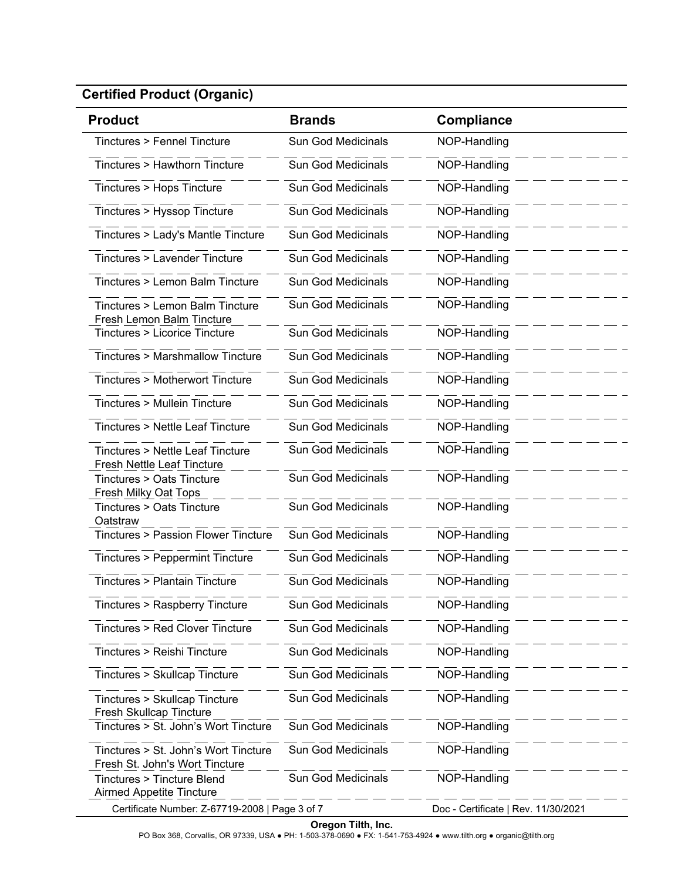## Certified Product (Organic)

| Product | Brands | Compliance |
|---|---|---|
| Tinctures > Fennel Tincture | Sun God Medicinals | NOP-Handling |
| Tinctures > Hawthorn Tincture | Sun God Medicinals | NOP-Handling |
| Tinctures > Hops Tincture | Sun God Medicinals | NOP-Handling |
| Tinctures > Hyssop Tincture | Sun God Medicinals | NOP-Handling |
| Tinctures > Lady's Mantle Tincture | Sun God Medicinals | NOP-Handling |
| Tinctures > Lavender Tincture | Sun God Medicinals | NOP-Handling |
| Tinctures > Lemon Balm Tincture | Sun God Medicinals | NOP-Handling |
| Tinctures > Lemon Balm Tincture<br>Fresh Lemon Balm Tincture | Sun God Medicinals | NOP-Handling |
| Tinctures > Licorice Tincture | Sun God Medicinals | NOP-Handling |
| Tinctures > Marshmallow Tincture | Sun God Medicinals | NOP-Handling |
| Tinctures > Motherwort Tincture | Sun God Medicinals | NOP-Handling |
| Tinctures > Mullein Tincture | Sun God Medicinals | NOP-Handling |
| Tinctures > Nettle Leaf Tincture | Sun God Medicinals | NOP-Handling |
| Tinctures > Nettle Leaf Tincture<br>Fresh Nettle Leaf Tincture | Sun God Medicinals | NOP-Handling |
| Tinctures > Oats Tincture<br>Fresh Milky Oat Tops | Sun God Medicinals | NOP-Handling |
| Tinctures > Oats Tincture<br>Oatstraw | Sun God Medicinals | NOP-Handling |
| Tinctures > Passion Flower Tincture | Sun God Medicinals | NOP-Handling |
| Tinctures > Peppermint Tincture | Sun God Medicinals | NOP-Handling |
| Tinctures > Plantain Tincture | Sun God Medicinals | NOP-Handling |
| Tinctures > Raspberry Tincture | Sun God Medicinals | NOP-Handling |
| Tinctures > Red Clover Tincture | Sun God Medicinals | NOP-Handling |
| Tinctures > Reishi Tincture | Sun God Medicinals | NOP-Handling |
| Tinctures > Skullcap Tincture | Sun God Medicinals | NOP-Handling |
| Tinctures > Skullcap Tincture<br>Fresh Skullcap Tincture | Sun God Medicinals | NOP-Handling |
| Tinctures > St. John's Wort Tincture | Sun God Medicinals | NOP-Handling |
| Tinctures > St. John's Wort Tincture<br>Fresh St. John's Wort Tincture | Sun God Medicinals | NOP-Handling |
| Tinctures > Tincture Blend<br>Airmed Appetite Tincture | Sun God Medicinals | NOP-Handling |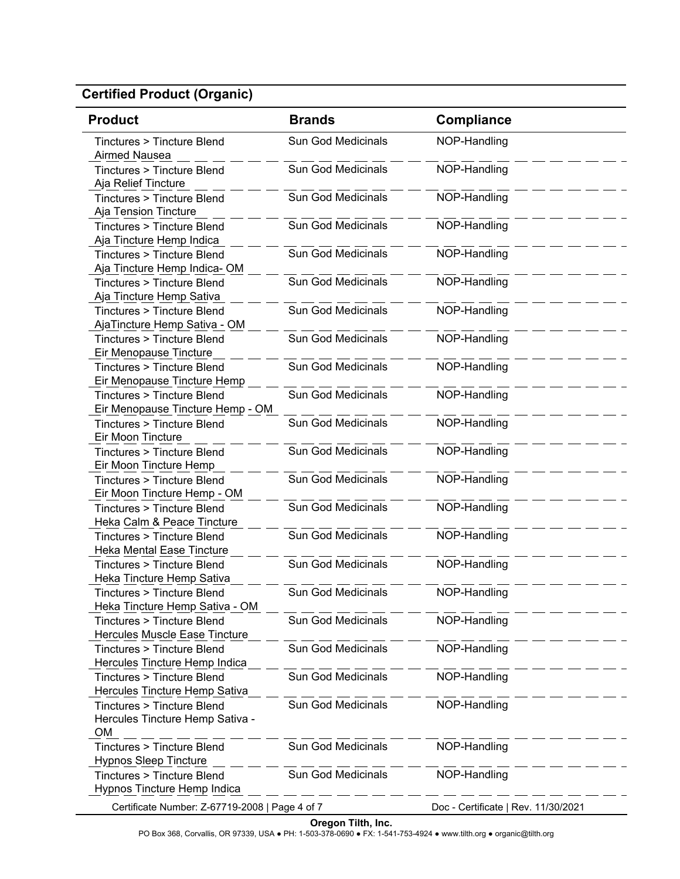## Certified Product (Organic)

| Product | Brands | Compliance |
|---|---|---|
| Tinctures > Tincture Blend<br>Airmed Nausea | Sun God Medicinals | NOP-Handling |
| Tinctures > Tincture Blend<br>Aja Relief Tincture | Sun God Medicinals | NOP-Handling |
| Tinctures > Tincture Blend<br>Aja Tension Tincture | Sun God Medicinals | NOP-Handling |
| Tinctures > Tincture Blend<br>Aja Tincture Hemp Indica | Sun God Medicinals | NOP-Handling |
| Tinctures > Tincture Blend<br>Aja Tincture Hemp Indica- OM | Sun God Medicinals | NOP-Handling |
| Tinctures > Tincture Blend<br>Aja Tincture Hemp Sativa | Sun God Medicinals | NOP-Handling |
| Tinctures > Tincture Blend<br>AjaTincture Hemp Sativa - OM | Sun God Medicinals | NOP-Handling |
| Tinctures > Tincture Blend<br>Eir Menopause Tincture | Sun God Medicinals | NOP-Handling |
| Tinctures > Tincture Blend<br>Eir Menopause Tincture Hemp | Sun God Medicinals | NOP-Handling |
| Tinctures > Tincture Blend<br>Eir Menopause Tincture Hemp - OM | Sun God Medicinals | NOP-Handling |
| Tinctures > Tincture Blend<br>Eir Moon Tincture | Sun God Medicinals | NOP-Handling |
| Tinctures > Tincture Blend<br>Eir Moon Tincture Hemp | Sun God Medicinals | NOP-Handling |
| Tinctures > Tincture Blend<br>Eir Moon Tincture Hemp - OM | Sun God Medicinals | NOP-Handling |
| Tinctures > Tincture Blend<br>Heka Calm & Peace Tincture | Sun God Medicinals | NOP-Handling |
| Tinctures > Tincture Blend<br>Heka Mental Ease Tincture | Sun God Medicinals | NOP-Handling |
| Tinctures > Tincture Blend<br>Heka Tincture Hemp Sativa | Sun God Medicinals | NOP-Handling |
| Tinctures > Tincture Blend<br>Heka Tincture Hemp Sativa - OM | Sun God Medicinals | NOP-Handling |
| Tinctures > Tincture Blend<br>Hercules Muscle Ease Tincture | Sun God Medicinals | NOP-Handling |
| Tinctures > Tincture Blend<br>Hercules Tincture Hemp Indica | Sun God Medicinals | NOP-Handling |
| Tinctures > Tincture Blend<br>Hercules Tincture Hemp Sativa | Sun God Medicinals | NOP-Handling |
| Tinctures > Tincture Blend<br>Hercules Tincture Hemp Sativa - OM | Sun God Medicinals | NOP-Handling |
| Tinctures > Tincture Blend<br>Hypnos Sleep Tincture | Sun God Medicinals | NOP-Handling |
| Tinctures > Tincture Blend<br>Hypnos Tincture Hemp Indica | Sun God Medicinals | NOP-Handling |

Certificate Number: Z-67719-2008

Doc - Certificate | Rev. 11/30/2021

**Oregon Tilth, Inc.**
PO Box 368, Corvallis, OR 97339, USA ● PH: 1-503-378-0690 ● FX: 1-541-753-4924 ● www.tilth.org ● organic@tilth.org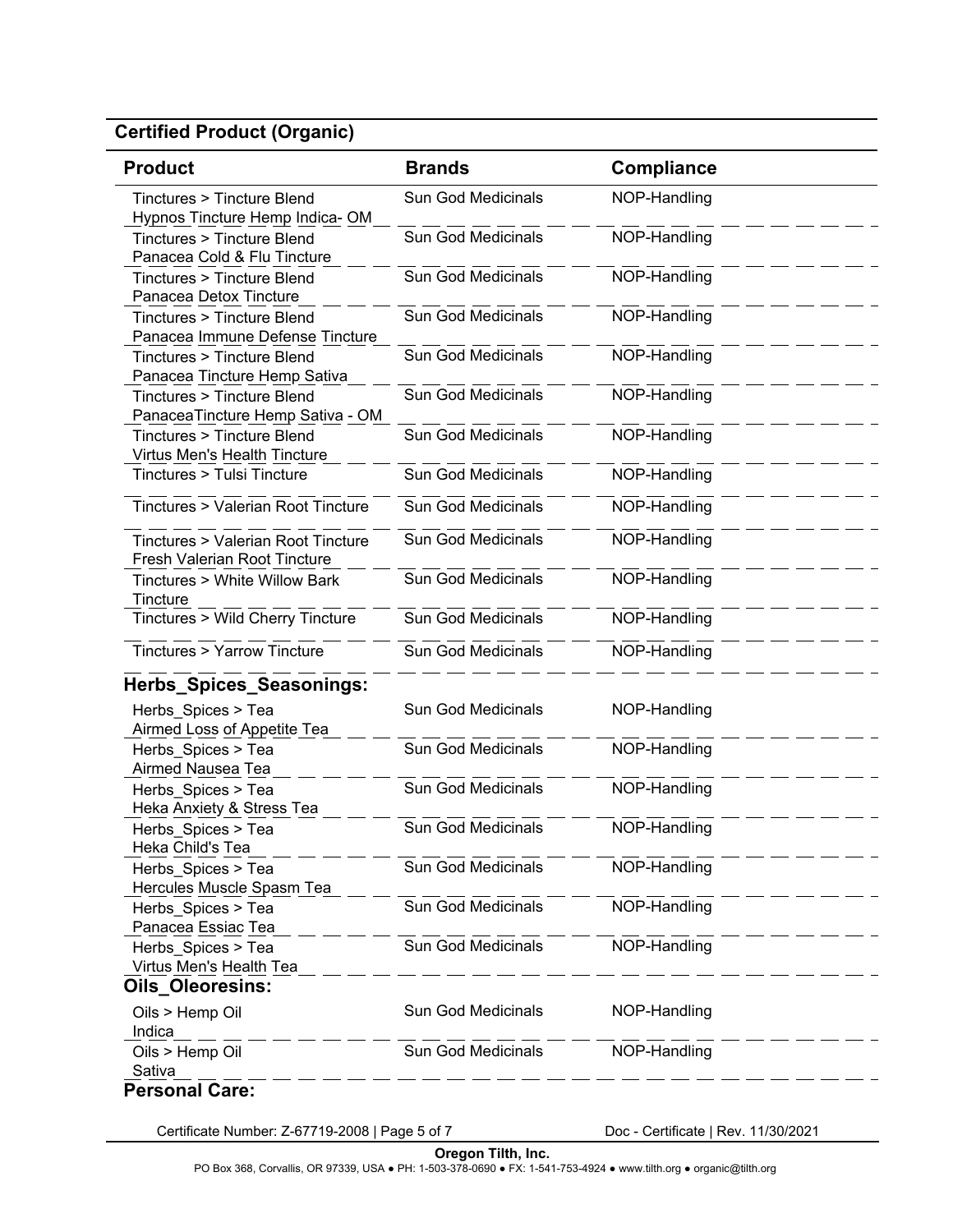## Certified Product (Organic)

| Product | Brands | Compliance |
| --- | --- | --- |
| Tinctures > Tincture Blend<br>Hypnos Tincture Hemp Indica- OM | Sun God Medicinals | NOP-Handling |
| Tinctures > Tincture Blend<br>Panacea Cold & Flu Tincture | Sun God Medicinals | NOP-Handling |
| Tinctures > Tincture Blend<br>Panacea Detox Tincture | Sun God Medicinals | NOP-Handling |
| Tinctures > Tincture Blend<br>Panacea Immune Defense Tincture | Sun God Medicinals | NOP-Handling |
| Tinctures > Tincture Blend<br>Panacea Tincture Hemp Sativa | Sun God Medicinals | NOP-Handling |
| Tinctures > Tincture Blend<br>PanaceaTincture Hemp Sativa - OM | Sun God Medicinals | NOP-Handling |
| Tinctures > Tincture Blend<br>Virtus Men's Health Tincture | Sun God Medicinals | NOP-Handling |
| Tinctures > Tulsi Tincture | Sun God Medicinals | NOP-Handling |
| Tinctures > Valerian Root Tincture | Sun God Medicinals | NOP-Handling |
| Tinctures > Valerian Root Tincture<br>Fresh Valerian Root Tincture | Sun God Medicinals | NOP-Handling |
| Tinctures > White Willow Bark Tincture | Sun God Medicinals | NOP-Handling |
| Tinctures > Wild Cherry Tincture | Sun God Medicinals | NOP-Handling |
| Tinctures > Yarrow Tincture | Sun God Medicinals | NOP-Handling |
| **Herbs_Spices_Seasonings:** | | |
| Herbs_Spices > Tea<br>Airmed Loss of Appetite Tea | Sun God Medicinals | NOP-Handling |
| Herbs_Spices > Tea<br>Airmed Nausea Tea | Sun God Medicinals | NOP-Handling |
| Herbs_Spices > Tea<br>Heka Anxiety & Stress Tea | Sun God Medicinals | NOP-Handling |
| Herbs_Spices > Tea<br>Heka Child's Tea | Sun God Medicinals | NOP-Handling |
| Herbs_Spices > Tea<br>Hercules Muscle Spasm Tea | Sun God Medicinals | NOP-Handling |
| Herbs_Spices > Tea<br>Panacea Essiac Tea | Sun God Medicinals | NOP-Handling |
| Herbs_Spices > Tea<br>Virtus Men's Health Tea | Sun God Medicinals | NOP-Handling |
| **Oils_Oleoresins:** | | |
| Oils > Hemp Oil<br>Indica | Sun God Medicinals | NOP-Handling |
| Oils > Hemp Oil<br>Sativa | Sun God Medicinals | NOP-Handling |
| **Personal Care:** | | |

Certificate Number: Z-67719-2008 | Page 5 of 7 — Doc - Certificate | Rev. 11/30/2021

**Oregon Tilth, Inc.**
PO Box 368, Corvallis, OR 97339, USA ● PH: 1-503-378-0690 ● FX: 1-541-753-4924 ● www.tilth.org ● organic@tilth.org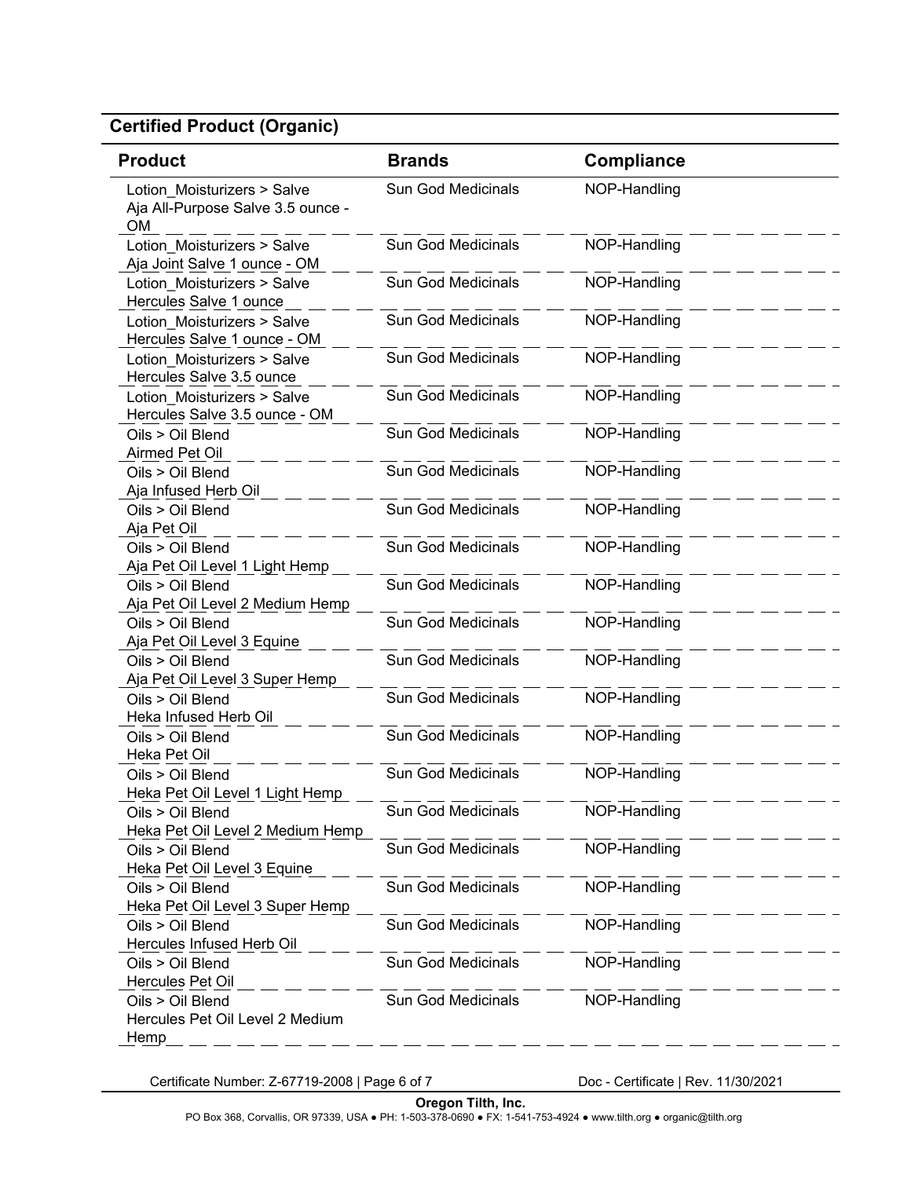## Certified Product (Organic)

| Product | Brands | Compliance |
|---|---|---|
| Lotion_Moisturizers > Salve<br>Aja All-Purpose Salve 3.5 ounce - OM | Sun God Medicinals | NOP-Handling |
| Lotion_Moisturizers > Salve<br>Aja Joint Salve 1 ounce - OM | Sun God Medicinals | NOP-Handling |
| Lotion_Moisturizers > Salve<br>Hercules Salve 1 ounce | Sun God Medicinals | NOP-Handling |
| Lotion_Moisturizers > Salve<br>Hercules Salve 1 ounce - OM | Sun God Medicinals | NOP-Handling |
| Lotion_Moisturizers > Salve<br>Hercules Salve 3.5 ounce | Sun God Medicinals | NOP-Handling |
| Lotion_Moisturizers > Salve<br>Hercules Salve 3.5 ounce - OM | Sun God Medicinals | NOP-Handling |
| Oils > Oil Blend<br>Airmed Pet Oil | Sun God Medicinals | NOP-Handling |
| Oils > Oil Blend<br>Aja Infused Herb Oil | Sun God Medicinals | NOP-Handling |
| Oils > Oil Blend<br>Aja Pet Oil | Sun God Medicinals | NOP-Handling |
| Oils > Oil Blend<br>Aja Pet Oil Level 1 Light Hemp | Sun God Medicinals | NOP-Handling |
| Oils > Oil Blend<br>Aja Pet Oil Level 2 Medium Hemp | Sun God Medicinals | NOP-Handling |
| Oils > Oil Blend<br>Aja Pet Oil Level 3 Equine | Sun God Medicinals | NOP-Handling |
| Oils > Oil Blend<br>Aja Pet Oil Level 3 Super Hemp | Sun God Medicinals | NOP-Handling |
| Oils > Oil Blend<br>Heka Infused Herb Oil | Sun God Medicinals | NOP-Handling |
| Oils > Oil Blend<br>Heka Pet Oil | Sun God Medicinals | NOP-Handling |
| Oils > Oil Blend<br>Heka Pet Oil Level 1 Light Hemp | Sun God Medicinals | NOP-Handling |
| Oils > Oil Blend<br>Heka Pet Oil Level 2 Medium Hemp | Sun God Medicinals | NOP-Handling |
| Oils > Oil Blend<br>Heka Pet Oil Level 3 Equine | Sun God Medicinals | NOP-Handling |
| Oils > Oil Blend<br>Heka Pet Oil Level 3 Super Hemp | Sun God Medicinals | NOP-Handling |
| Oils > Oil Blend<br>Hercules Infused Herb Oil | Sun God Medicinals | NOP-Handling |
| Oils > Oil Blend<br>Hercules Pet Oil | Sun God Medicinals | NOP-Handling |
| Oils > Oil Blend<br>Hercules Pet Oil Level 2 Medium Hemp | Sun God Medicinals | NOP-Handling |

Certificate Number: Z-67719-2008 | Page 6 of 7 Doc - Certificate | Rev. 11/30/2021

**Oregon Tilth, Inc.**
PO Box 368, Corvallis, OR 97339, USA ● PH: 1-503-378-0690 ● FX: 1-541-753-4924 ● www.tilth.org ● organic@tilth.org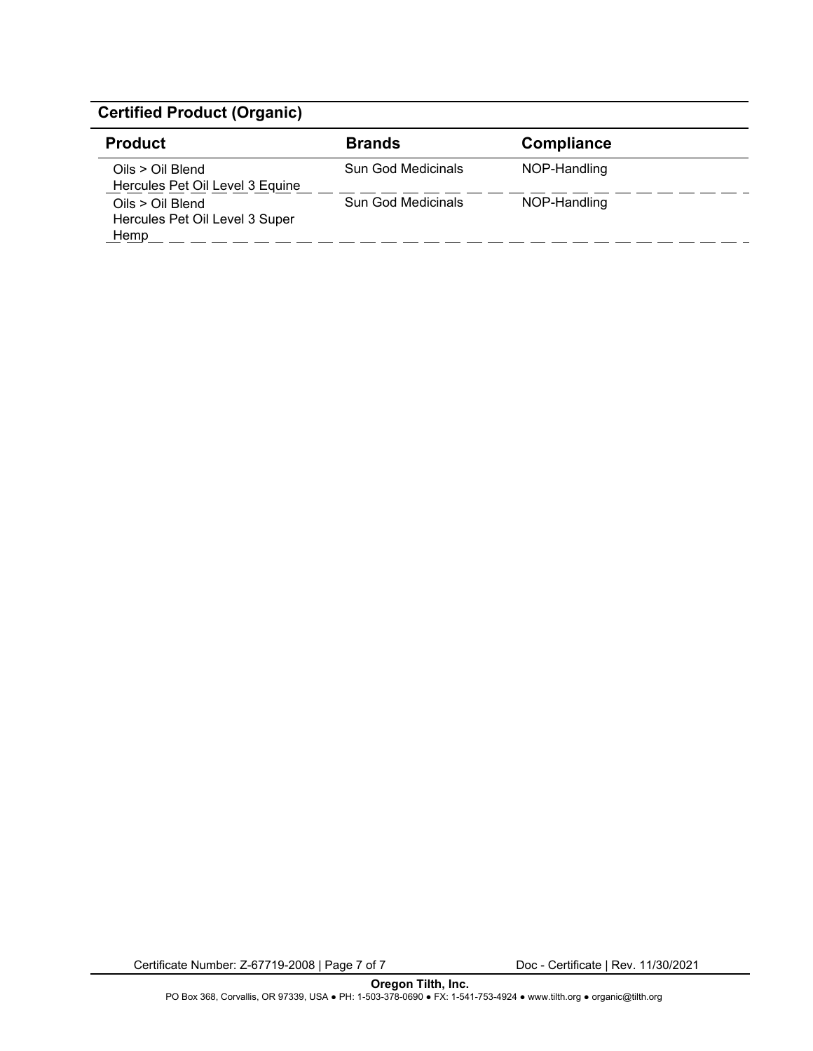## Certified Product (Organic)

| Product | Brands | Compliance |
| --- | --- | --- |
| Oils > Oil Blend<br>Hercules Pet Oil Level 3 Equine | Sun God Medicinals | NOP-Handling |
| Oils > Oil Blend<br>Hercules Pet Oil Level 3 Super Hemp | Sun God Medicinals | NOP-Handling |

Certificate Number: Z-67719-2008 | Page 7 of 7 Doc - Certificate | Rev. 11/30/2021

**Oregon Tilth, Inc.**
PO Box 368, Corvallis, OR 97339, USA ● PH: 1-503-378-0690 ● FX: 1-541-753-4924 ● www.tilth.org ● organic@tilth.org